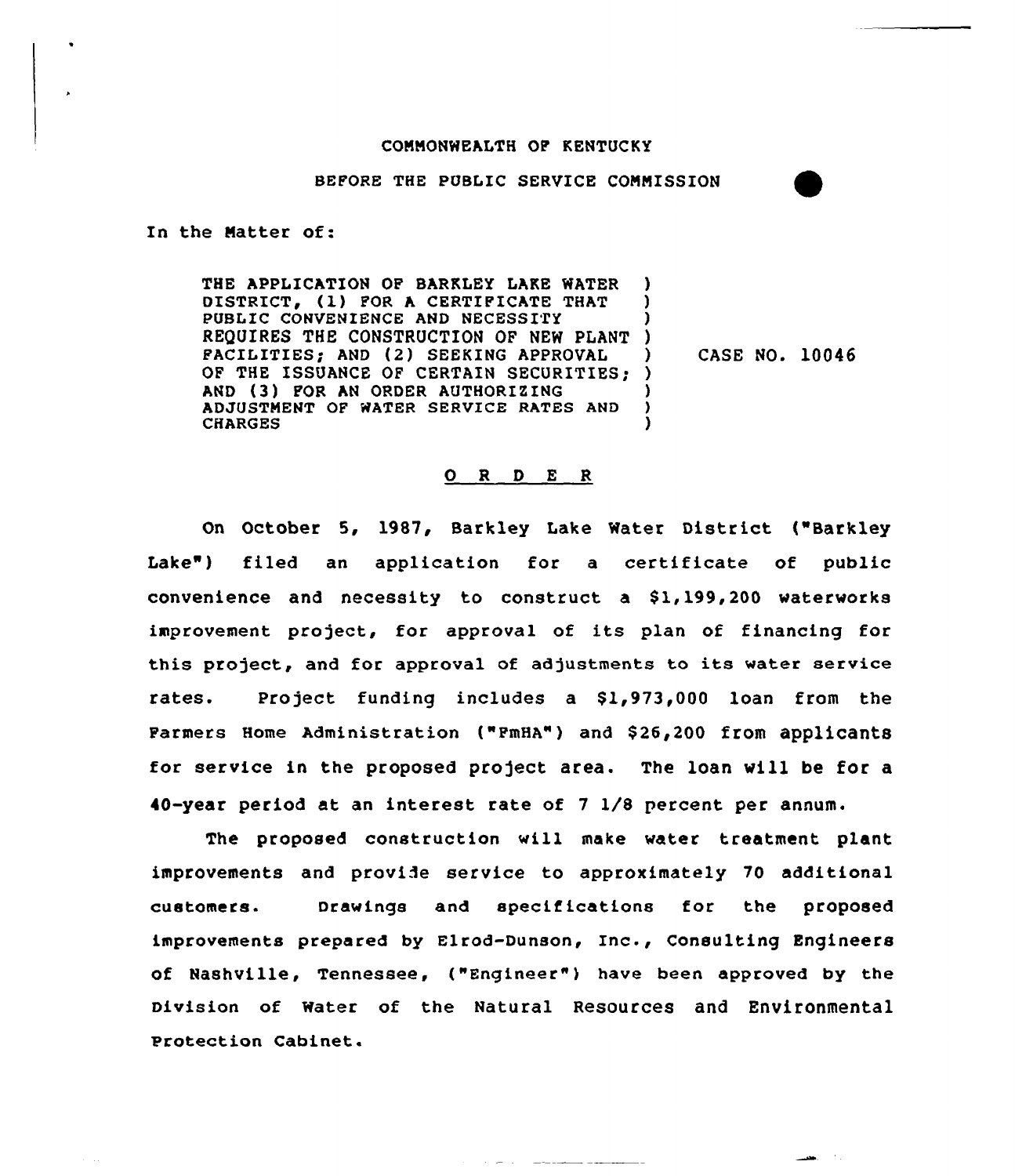COMMONWEALTH OF KENTUCKY

BEFORE THE PUBLIC SERVICE COMMISSION

In the Matter of:

THE APPLICATION OF BARKLEY LAKE WATER DISTRICT, (1) FOR A CERTIFICATE THAT PUBLIC CONVENIENCE AND NECESSITY REQUIRES THE CONSTRUCTION OF NEW PLANT FACILITIES; AND (2) SEEKING APPROVAL OF THE ISSUANCE OF CERTAIN SECURITIES; AND (3) FOR AN ORDER AUTHORIZING ADJUSTMENT OF WATER SERVICE RATES AND CHARGES

CASE NO. 10046

## O R D E R

On October 5, 1987, Barkley Lake Water District ("Barkley Lake") filed an application for a certificate of public convenience and necessity to construct a $1,199,200 waterworks improvement project, for approval of its plan of financing for this project, and for approval of adjustments to its water service rates. Project funding includes a $1,973,000 loan from the Farmers Home Administration ("FmHA") and $26,200 from applicants for service in the proposed project area. The loan will be for a 40-year period at an interest rate of 7 1/8 percent per annum.

The proposed construction will make water treatment plant improvements and provide service to approximately 70 additional customers. Drawings and specifications for the proposed improvements prepared by Elrod-Dunson, Inc., Consulting Engineers of Nashville, Tennessee, ("Engineer") have been approved by the Division of Water of the Natural Resources and Environmental Protection Cabinet.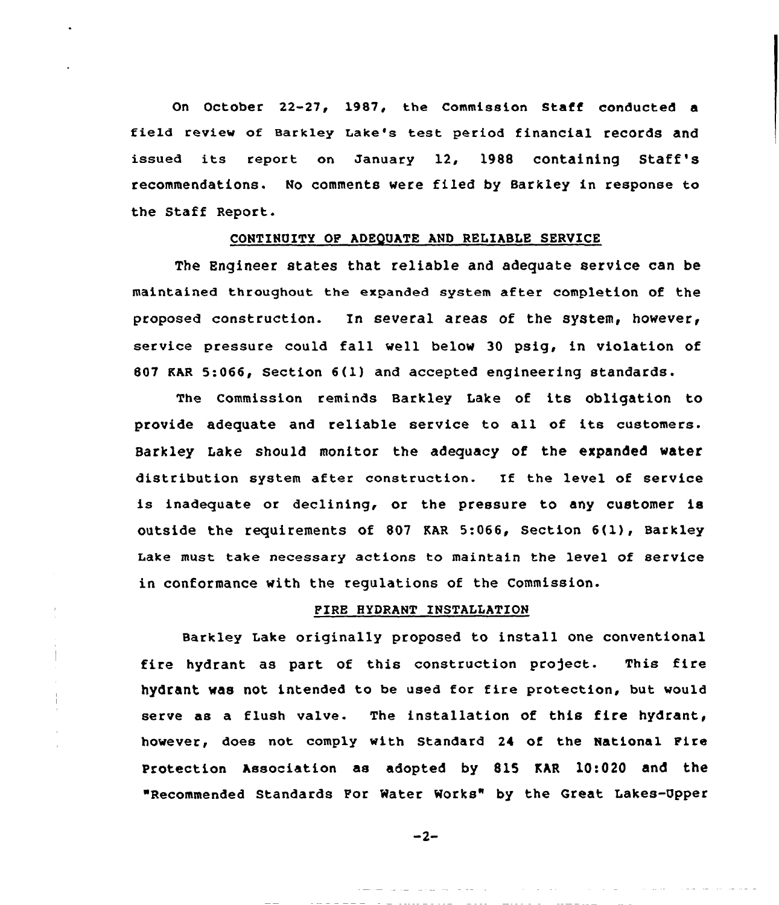On October 22-27, 1987, the Commission Staff conducted a field review of Barkley Lake's test period financial records and issued its report on January 12, 1988 containing Staff's recommendations. No comments were filed by Barkley in response to the Staff Report.

## CONTINUITY OF ADEQUATE AND RELIABLE SERVICE

The Engineer states that reliable and adequate service can be maintained throughout the expanded system after completion of the proposed construction. In several areas of the system, however, service pressure could fall well below 30 psig, in violation of 807 KAR 5:066, Section 6(1) and accepted engineering standards.

The Commission reminds Barkley Lake of its obligation to provide adequate and reliable service to all of its customers. Barkley Lake should monitor the adequacy of the expanded water distribution system after construction. If the level of service is inadequate or declining, or the pressure to any customer is outside the requirements of 807 KAR 5:066, Section 6(1), Barkley Lake must take necessary actions to maintain the level of service in conformance with the regulations of the Commission.

## FIRE HYDRANT INSTALLATION

Barkley Lake originally proposed to install one conventional fire hydrant as part of this construction project. This fire hydrant was not intended to be used for fire protection, but would serve as a flush valve. The installation of this fire hydrant, however, does not comply with Standard 24 of the National Fire Protection Association as adopted by 815 KAR 10:020 and the "Recommended Standards For Water Works" by the Great Lakes-Upper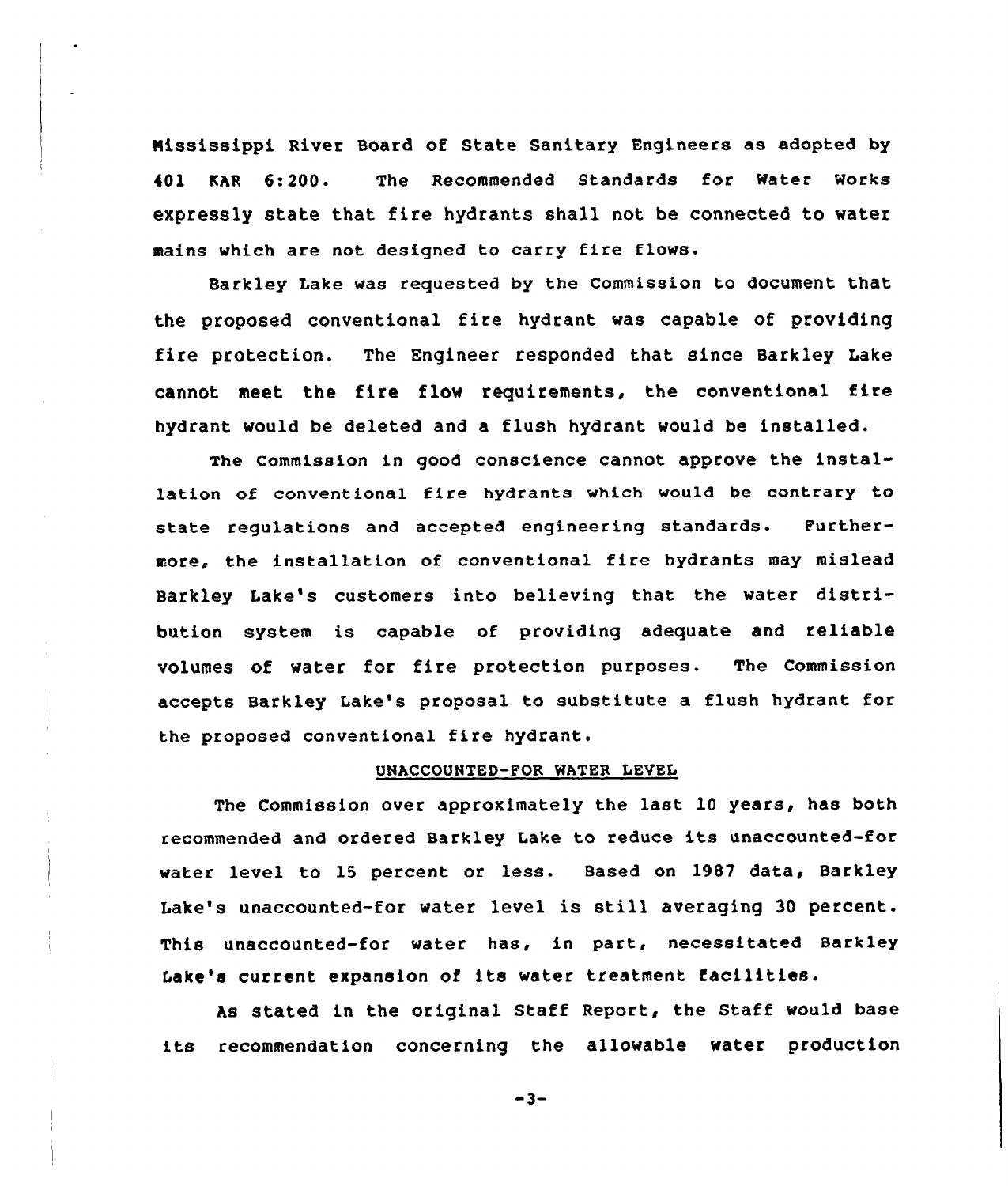Mississippi River Board of State Sanitary Engineers as adopted by 401 KAR 6:200. The Recommended Standards for Water Works expressly state that fire hydrants shall not be connected to water mains which are not designed to carry fire flows.

Barkley Lake was requested by the Commission to document that the proposed conventional fire hydrant was capable of providing fire protection. The Engineer responded that since Barkley Lake cannot meet the fire flow requirements, the conventional fire hydrant would be deleted and a flush hydrant would be installed.

The Commission in good conscience cannot approve the installation of conventional fire hydrants which would be contrary to state regulations and accepted engineering standards. Furthermore, the installation of conventional fire hydrants may mislead Barkley Lake's customers into believing that the water distribution system is capable of providing adequate and reliable volumes of water for fire protection purposes. The Commission accepts Barkley Lake's proposal to substitute a flush hydrant for the proposed conventional fire hydrant.

## UNACCOUNTED-FOR WATER LEVEL

The Commission over approximately the last 10 years, has both recommended and ordered Barkley Lake to reduce its unaccounted-for water level to 15 percent or less. Based on 1987 data, Barkley Lake's unaccounted-for water level is still averaging 30 percent. This unaccounted-for water has, in part, necessitated Barkley Lake's current expansion of its water treatment facilities.

As stated in the original Staff Report, the Staff would base its recommendation concerning the allowable water production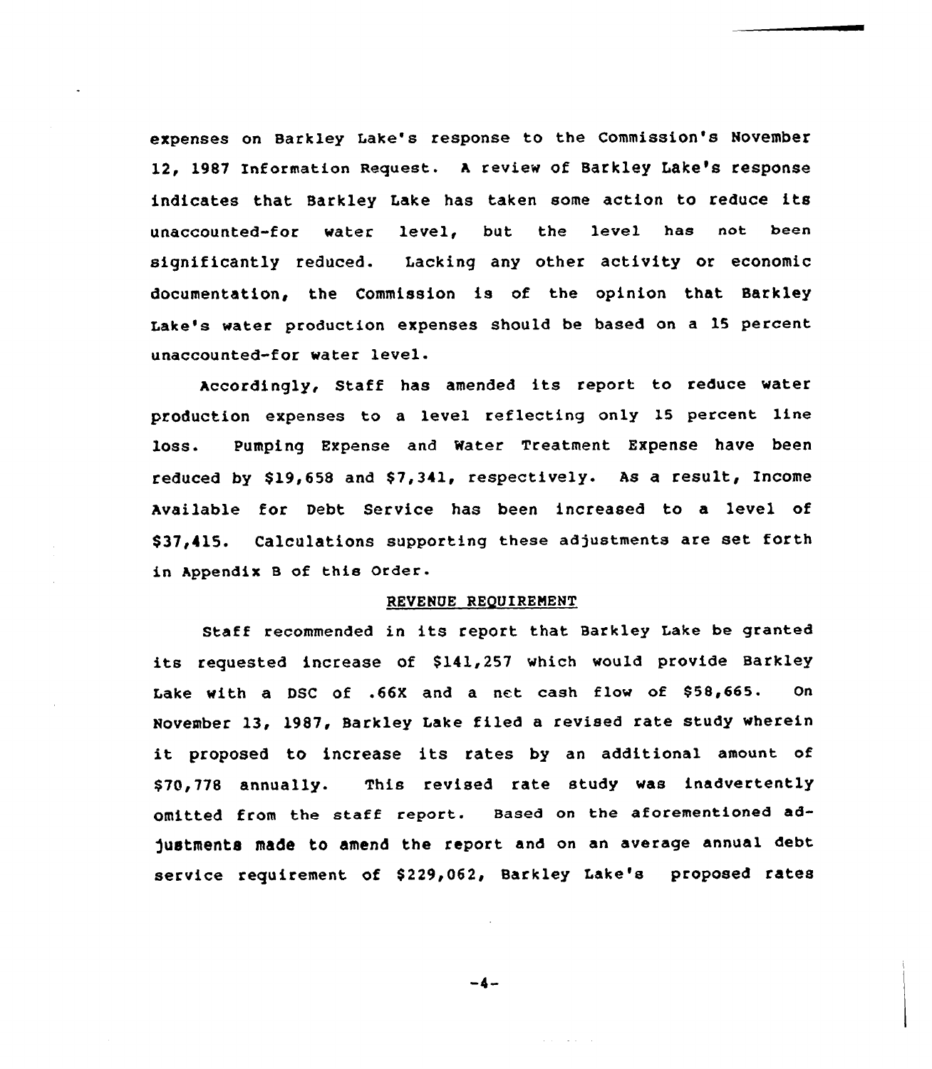expenses on Barkley Lake's response to the Commission's November 12, 1987 Information Request. A review of Barkley Lake's response indicates that Barkley Lake has taken some action to reduce its unaccounted-for water level, but the level has not been significantly reduced. Lacking any other activity or economic documentation, the Commission is of the opinion that Barkley Lake's water production expenses should be based on a 15 percent unaccounted-for water level.

Accordingly, Staff has amended its report to reduce water production expenses to a level reflecting only 15 percent line loss. Pumping Expense and Water Treatment Expense have been reduced by $19,658 and $7,341, respectively. As a result, Income Available for Debt Service has been increased to a level of $37,415. Calculations supporting these adjustments are set forth in Appendix B of this Order.

## REVENUE REQUIREMENT

Staff recommended in its report that Barkley Lake be granted its requested increase of $141,257 which would provide Barkley Lake with a DSC of .66X and a net cash flow of $58,665. On November 13, 1987, Barkley Lake filed a revised rate study wherein it proposed to increase its rates by an additional amount of $70,778 annually. This revised rate study was inadvertently omitted from the staff report. Based on the aforementioned adjustments made to amend the report and on an average annual debt service requirement of $229,062, Barkley Lake's proposed rates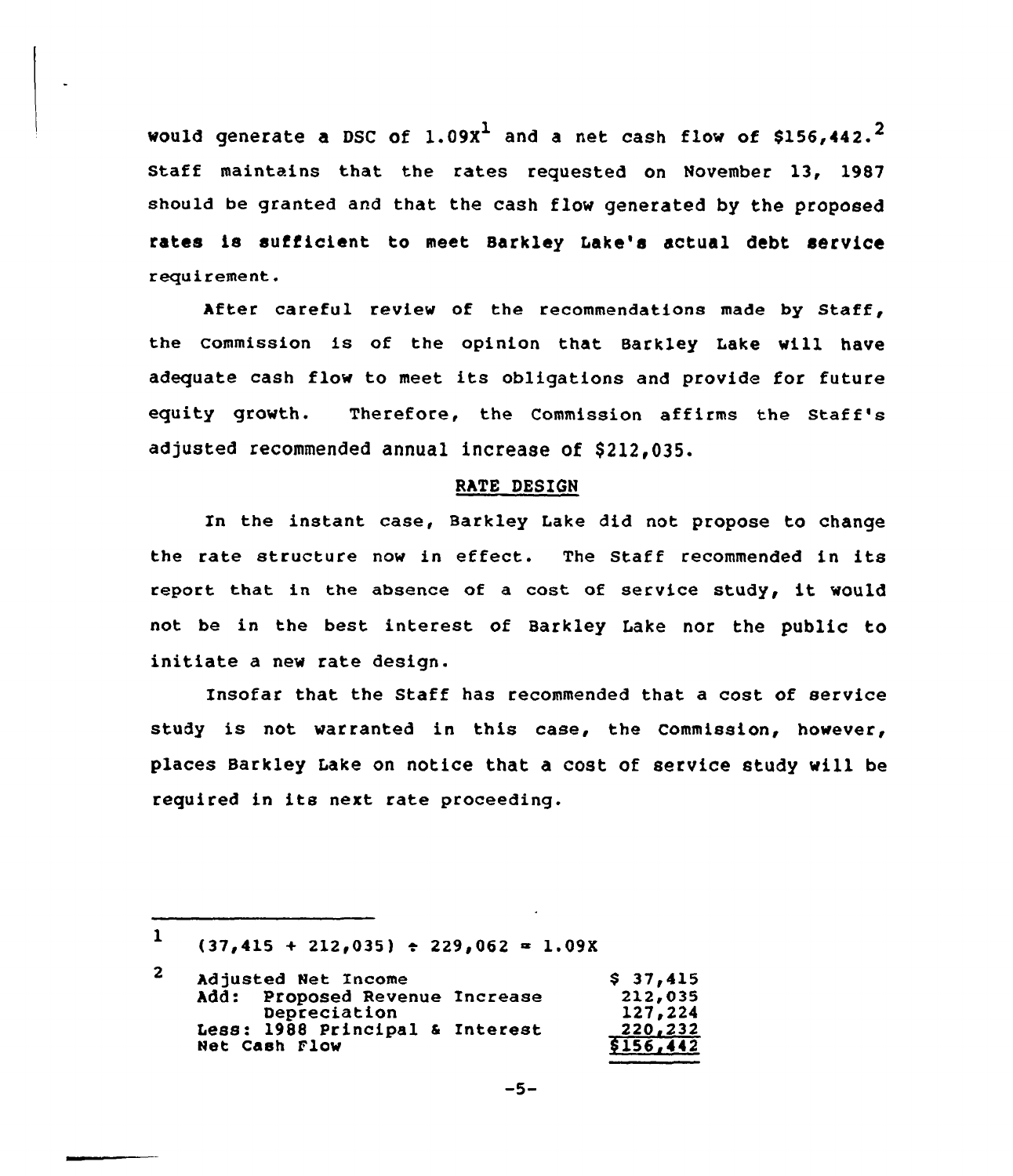would generate a DSC of 1.09X[1] and a net cash flow of $156,442.[2] Staff maintains that the rates requested on November 13, 1987 should be granted and that the cash flow generated by the proposed rates is sufficient to meet Barkley Lake's actual debt service requirement.

After careful review of the recommendations made by Staff, the Commission is of the opinion that Barkley Lake will have adequate cash flow to meet its obligations and provide for future equity growth. Therefore, the Commission affirms the Staff's adjusted recommended annual increase of $212,035.

## RATE DESIGN

In the instant case, Barkley Lake did not propose to change the rate structure now in effect. The Staff recommended in its report that in the absence of a cost of service study, it would not be in the best interest of Barkley Lake nor the public to initiate a new rate design.

Insofar that the Staff has recommended that a cost of service study is not warranted in this case, the Commission, however, places Barkley Lake on notice that a cost of service study will be required in its next rate proceeding.

---

[1] $(37,415 + 212,035) \div 229,062 = 1.09X$

[2]

| | |
|---|---|
| Adjusted Net Income | $ 37,415 |
| Add: Proposed Revenue Increase | 212,035 |
| Depreciation | 127,224 |
| Less: 1988 Principal & Interest | 220,232 |
| Net Cash Flow | $156,442 |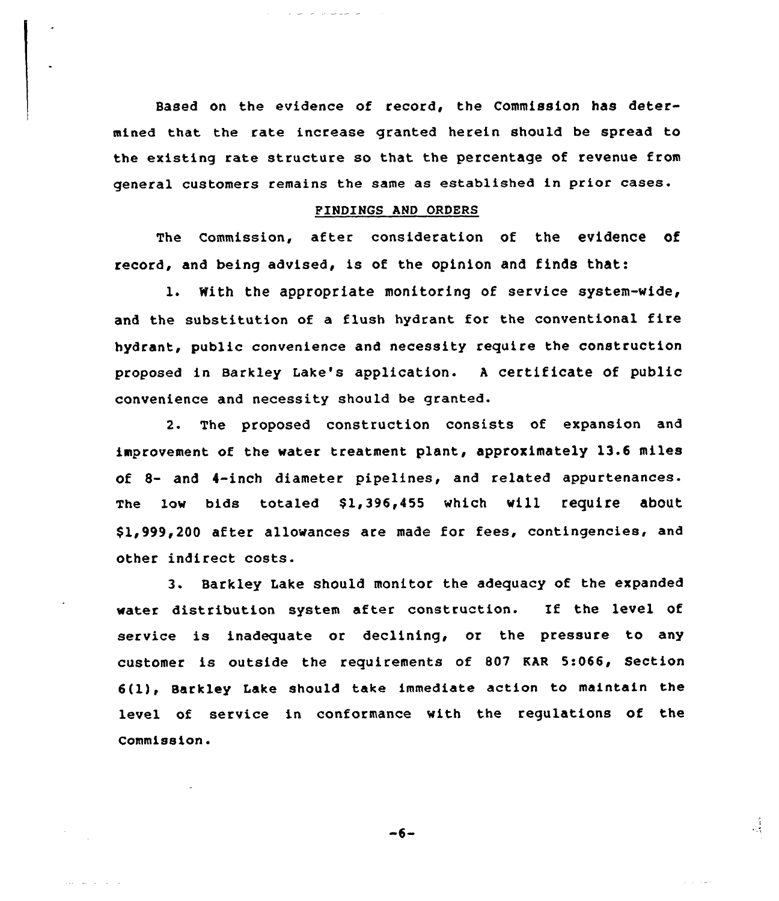Based on the evidence of record, the Commission has determined that the rate increase granted herein should be spread to the existing rate structure so that the percentage of revenue from general customers remains the same as established in prior cases.

## FINDINGS AND ORDERS

The Commission, after consideration of the evidence of record, and being advised, is of the opinion and finds that:

1. With the appropriate monitoring of service system-wide, and the substitution of a flush hydrant for the conventional fire hydrant, public convenience and necessity require the construction proposed in Barkley Lake's application. A certificate of public convenience and necessity should be granted.

2. The proposed construction consists of expansion and improvement of the water treatment plant, approximately 13.6 miles of 8- and 4-inch diameter pipelines, and related appurtenances. The low bids totaled $1,396,455 which will require about $1,999,200 after allowances are made for fees, contingencies, and other indirect costs.

3. Barkley Lake should monitor the adequacy of the expanded water distribution system after construction. If the level of service is inadequate or declining, or the pressure to any customer is outside the requirements of 807 KAR 5:066, Section 6(1), Barkley Lake should take immediate action to maintain the level of service in conformance with the regulations of the Commission.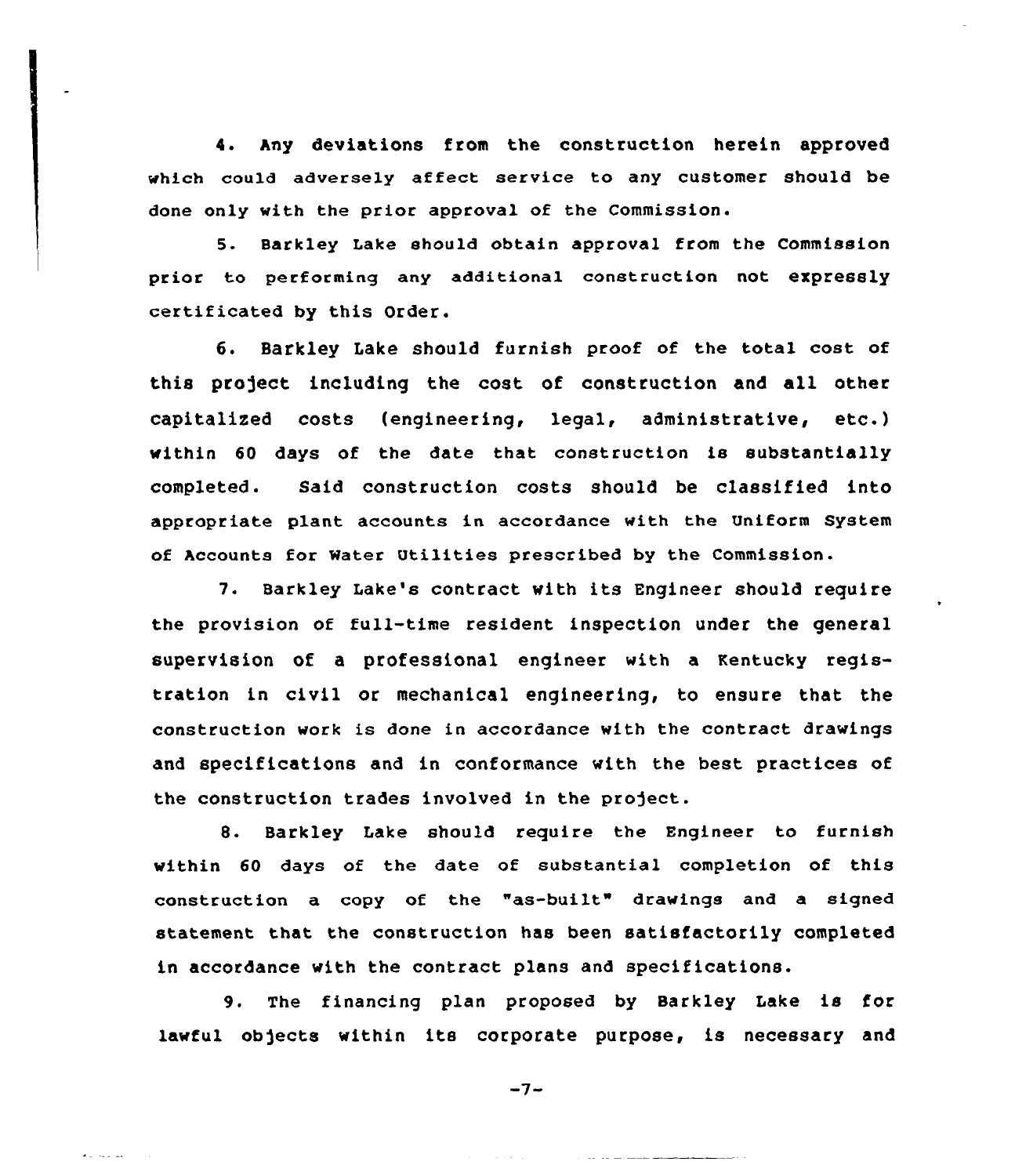4. Any deviations from the construction herein approved which could adversely affect service to any customer should be done only with the prior approval of the Commission.

5. Barkley Lake should obtain approval from the Commission prior to performing any additional construction not expressly certificated by this Order.

6. Barkley Lake should furnish proof of the total cost of this project including the cost of construction and all other capitalized costs (engineering, legal, administrative, etc.) within 60 days of the date that construction is substantially completed. Said construction costs should be classified into appropriate plant accounts in accordance with the Uniform System of Accounts for Water Utilities prescribed by the Commission.

7. Barkley Lake's contract with its Engineer should require the provision of full-time resident inspection under the general supervision of a professional engineer with a Kentucky registration in civil or mechanical engineering, to ensure that the construction work is done in accordance with the contract drawings and specifications and in conformance with the best practices of the construction trades involved in the project.

8. Barkley Lake should require the Engineer to furnish within 60 days of the date of substantial completion of this construction a copy of the "as-built" drawings and a signed statement that the construction has been satisfactorily completed in accordance with the contract plans and specifications.

9. The financing plan proposed by Barkley Lake is for lawful objects within its corporate purpose, is necessary and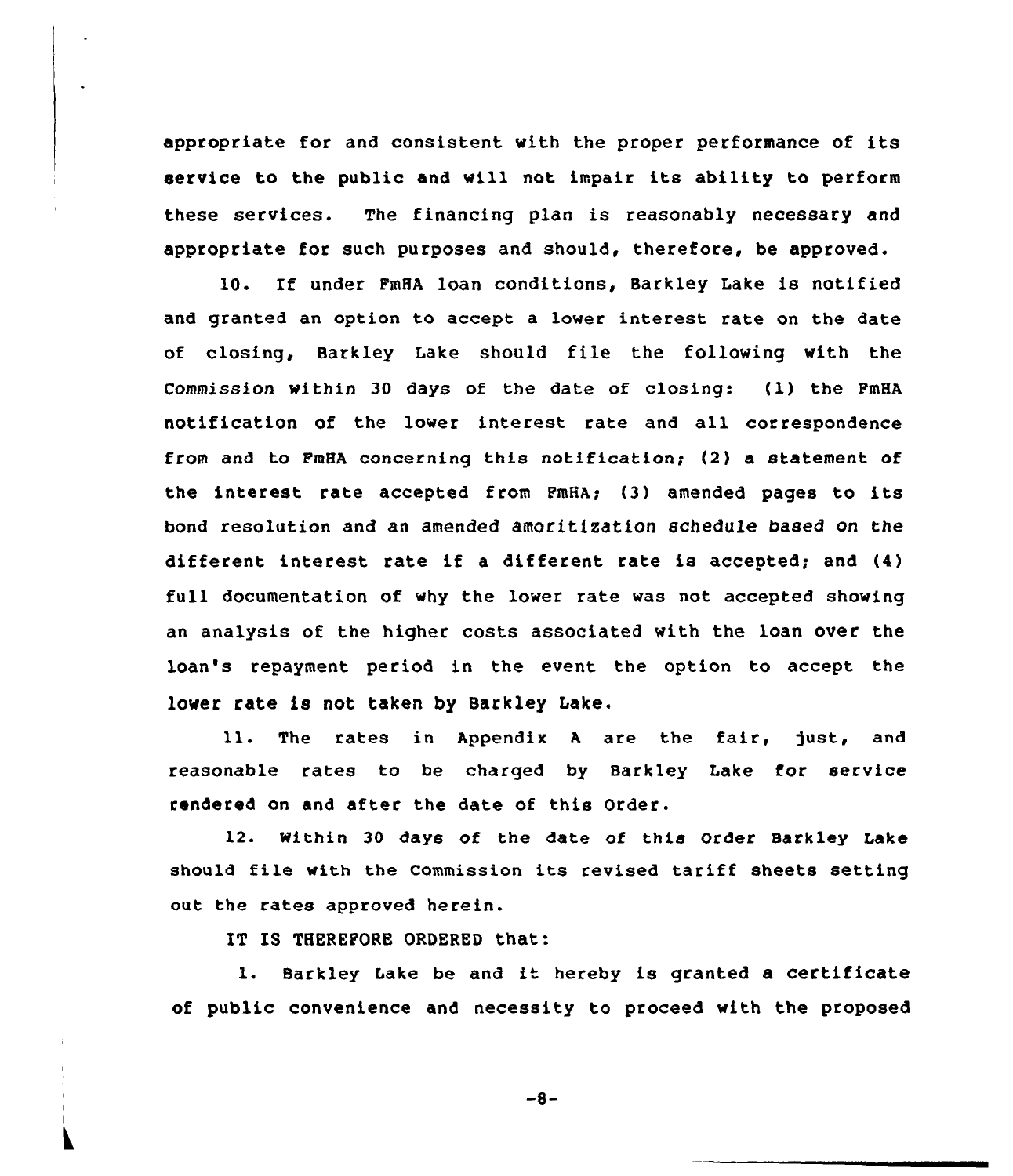appropriate for and consistent with the proper performance of its service to the public and will not impair its ability to perform these services. The financing plan is reasonably necessary and appropriate for such purposes and should, therefore, be approved.

10. If under FmHA loan conditions, Barkley Lake is notified and granted an option to accept a lower interest rate on the date of closing, Barkley Lake should file the following with the Commission within 30 days of the date of closing: (1) the FmHA notification of the lower interest rate and all correspondence from and to FmHA concerning this notification; (2) a statement of the interest rate accepted from FmHA; (3) amended pages to its bond resolution and an amended amoritization schedule based on the different interest rate if a different rate is accepted; and (4) full documentation of why the lower rate was not accepted showing an analysis of the higher costs associated with the loan over the loan's repayment period in the event the option to accept the lower rate is not taken by Barkley Lake.

11. The rates in Appendix A are the fair, just, and reasonable rates to be charged by Barkley Lake for service rendered on and after the date of this Order.

12. Within 30 days of the date of this Order Barkley Lake should file with the Commission its revised tariff sheets setting out the rates approved herein.

IT IS THEREFORE ORDERED that:

1. Barkley Lake be and it hereby is granted a certificate of public convenience and necessity to proceed with the proposed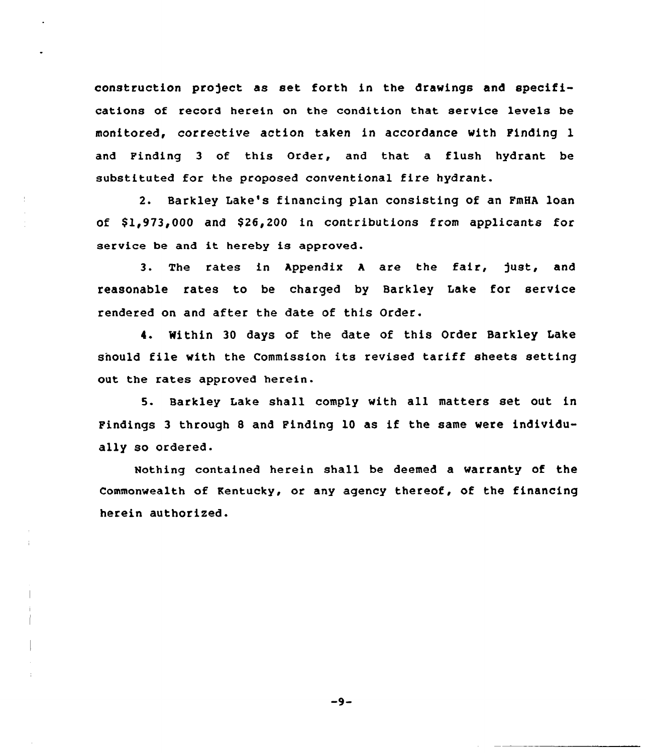construction project as set forth in the drawings and specifications of record herein on the condition that service levels be monitored, corrective action taken in accordance with Finding 1 and Finding 3 of this Order, and that a flush hydrant be substituted for the proposed conventional fire hydrant.

2. Barkley Lake's financing plan consisting of an FmHA loan of $1,973,000 and $26,200 in contributions from applicants for service be and it hereby is approved.

3. The rates in Appendix A are the fair, just, and reasonable rates to be charged by Barkley Lake for service rendered on and after the date of this Order.

4. Within 30 days of the date of this Order Barkley Lake should file with the Commission its revised tariff sheets setting out the rates approved herein.

5. Barkley Lake shall comply with all matters set out in Findings 3 through 8 and Finding 10 as if the same were individually so ordered.

Nothing contained herein shall be deemed a warranty of the Commonwealth of Kentucky, or any agency thereof, of the financing herein authorized.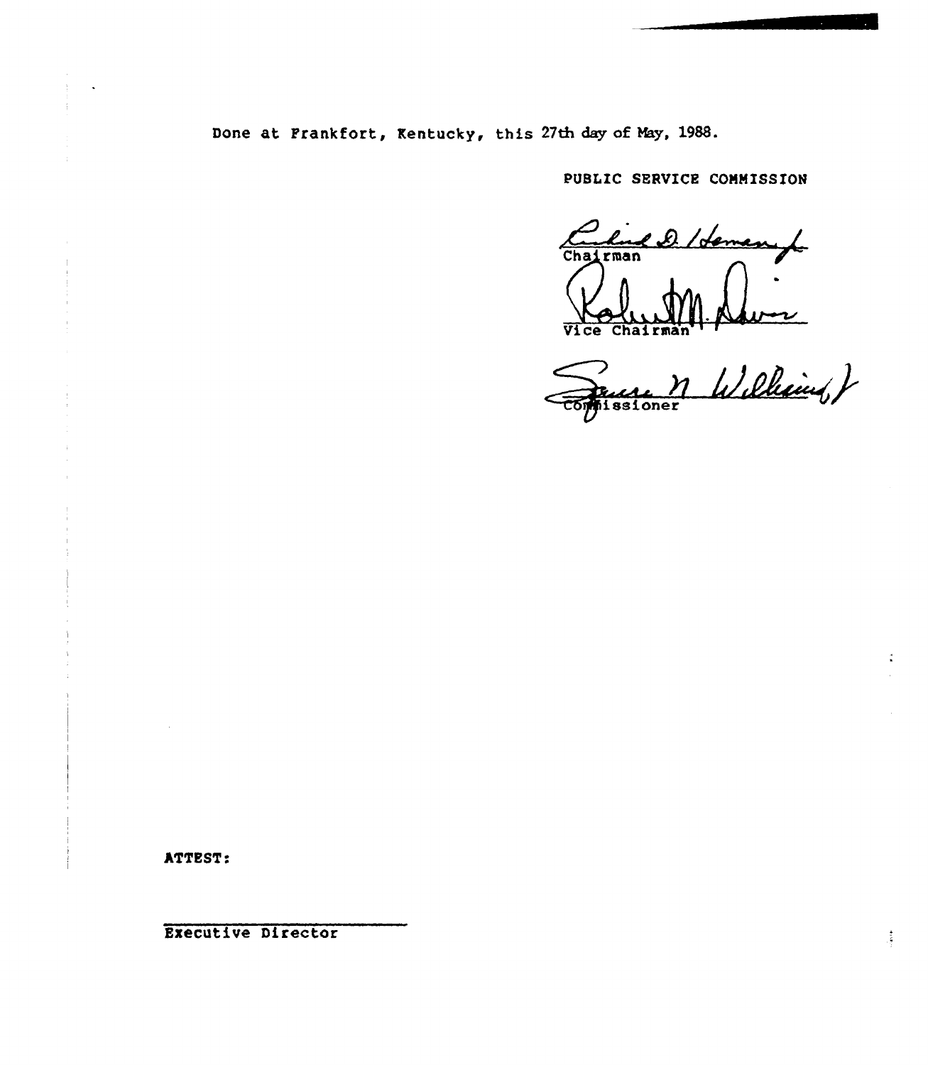Done at Frankfort, Kentucky, this 27th day of May, 1988.

PUBLIC SERVICE COMMISSION

Chairman

Vice Chairman

Commissioner

ATTEST:

Executive Director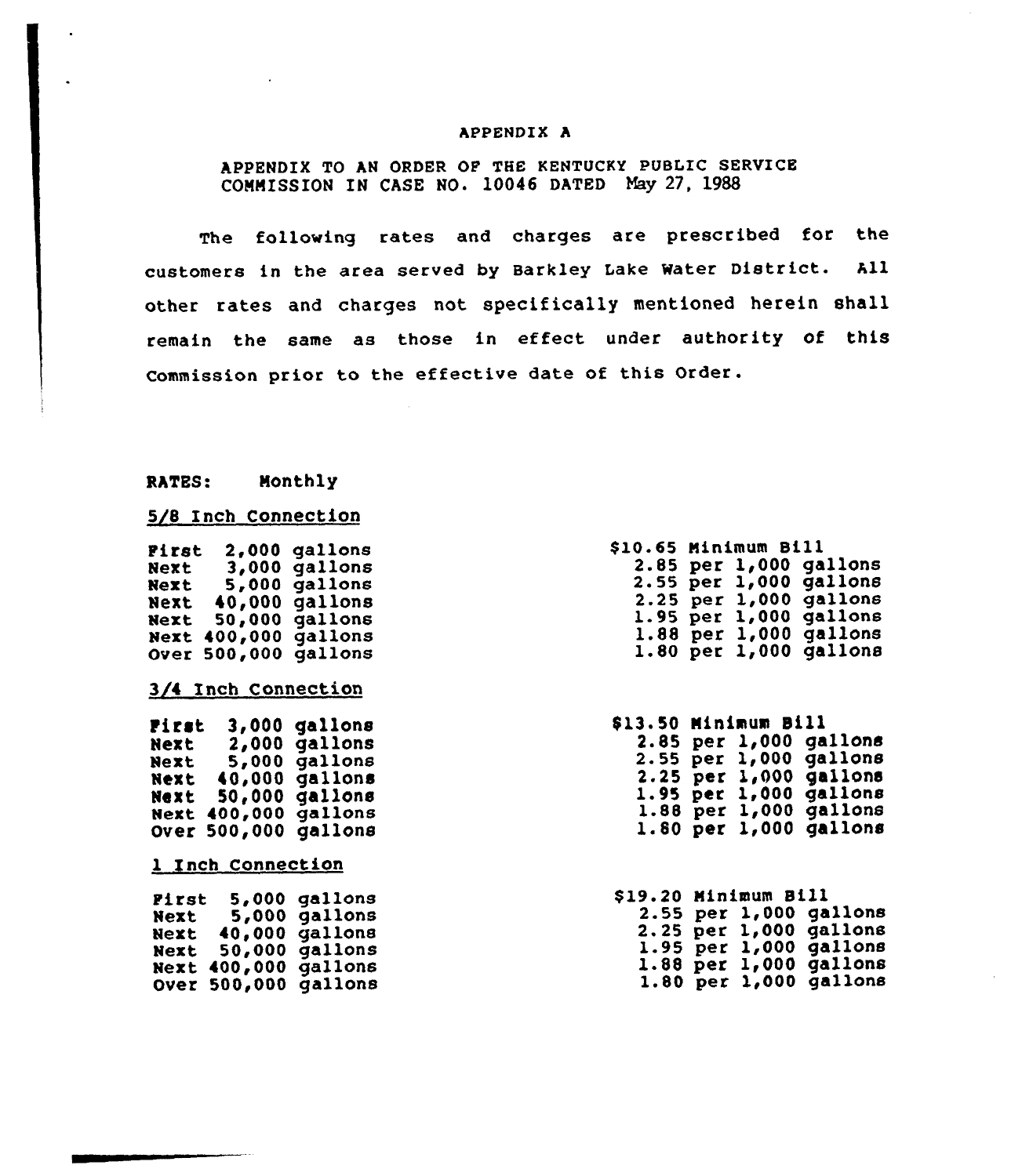# APPENDIX A

APPENDIX TO AN ORDER OF THE KENTUCKY PUBLIC SERVICE COMMISSION IN CASE NO. 10046 DATED May 27, 1988

The following rates and charges are prescribed for the customers in the area served by Barkley Lake Water District. All other rates and charges not specifically mentioned herein shall remain the same as those in effect under authority of this Commission prior to the effective date of this Order.

RATES: Monthly

5/8 Inch Connection

| | |
|---|---|
| First 2,000 gallons | $10.65 Minimum Bill |
| Next 3,000 gallons | 2.85 per 1,000 gallons |
| Next 5,000 gallons | 2.55 per 1,000 gallons |
| Next 40,000 gallons | 2.25 per 1,000 gallons |
| Next 50,000 gallons | 1.95 per 1,000 gallons |
| Next 400,000 gallons | 1.88 per 1,000 gallons |
| Over 500,000 gallons | 1.80 per 1,000 gallons |

3/4 Inch Connection

| | |
|---|---|
| First 3,000 gallons | $13.50 Minimum Bill |
| Next 2,000 gallons | 2.85 per 1,000 gallons |
| Next 5,000 gallons | 2.55 per 1,000 gallons |
| Next 40,000 gallons | 2.25 per 1,000 gallons |
| Next 50,000 gallons | 1.95 per 1,000 gallons |
| Next 400,000 gallons | 1.88 per 1,000 gallons |
| Over 500,000 gallons | 1.80 per 1,000 gallons |

1 Inch Connection

| | |
|---|---|
| First 5,000 gallons | $19.20 Minimum Bill |
| Next 5,000 gallons | 2.55 per 1,000 gallons |
| Next 40,000 gallons | 2.25 per 1,000 gallons |
| Next 50,000 gallons | 1.95 per 1,000 gallons |
| Next 400,000 gallons | 1.88 per 1,000 gallons |
| Over 500,000 gallons | 1.80 per 1,000 gallons |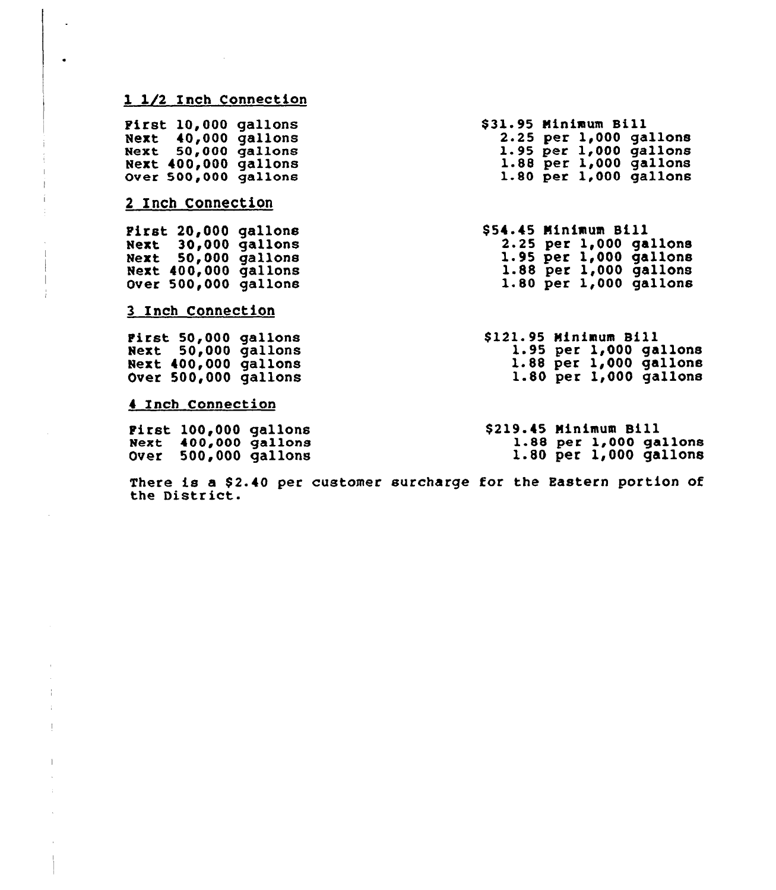<u>1 1/2 Inch Connection</u>

| | |
|---|---|
| First 10,000 gallons | $31.95 Minimum Bill |
| Next 40,000 gallons | 2.25 per 1,000 gallons |
| Next 50,000 gallons | 1.95 per 1,000 gallons |
| Next 400,000 gallons | 1.88 per 1,000 gallons |
| Over 500,000 gallons | 1.80 per 1,000 gallons |

<u>2 Inch Connection</u>

| | |
|---|---|
| First 20,000 gallons | $54.45 Minimum Bill |
| Next 30,000 gallons | 2.25 per 1,000 gallons |
| Next 50,000 gallons | 1.95 per 1,000 gallons |
| Next 400,000 gallons | 1.88 per 1,000 gallons |
| Over 500,000 gallons | 1.80 per 1,000 gallons |

<u>3 Inch Connection</u>

| | |
|---|---|
| First 50,000 gallons | $121.95 Minimum Bill |
| Next 50,000 gallons | 1.95 per 1,000 gallons |
| Next 400,000 gallons | 1.88 per 1,000 gallons |
| Over 500,000 gallons | 1.80 per 1,000 gallons |

<u>4 Inch Connection</u>

| | |
|---|---|
| First 100,000 gallons | $219.45 Minimum Bill |
| Next 400,000 gallons | 1.88 per 1,000 gallons |
| Over 500,000 gallons | 1.80 per 1,000 gallons |

There is a $2.40 per customer surcharge for the Eastern portion of the District.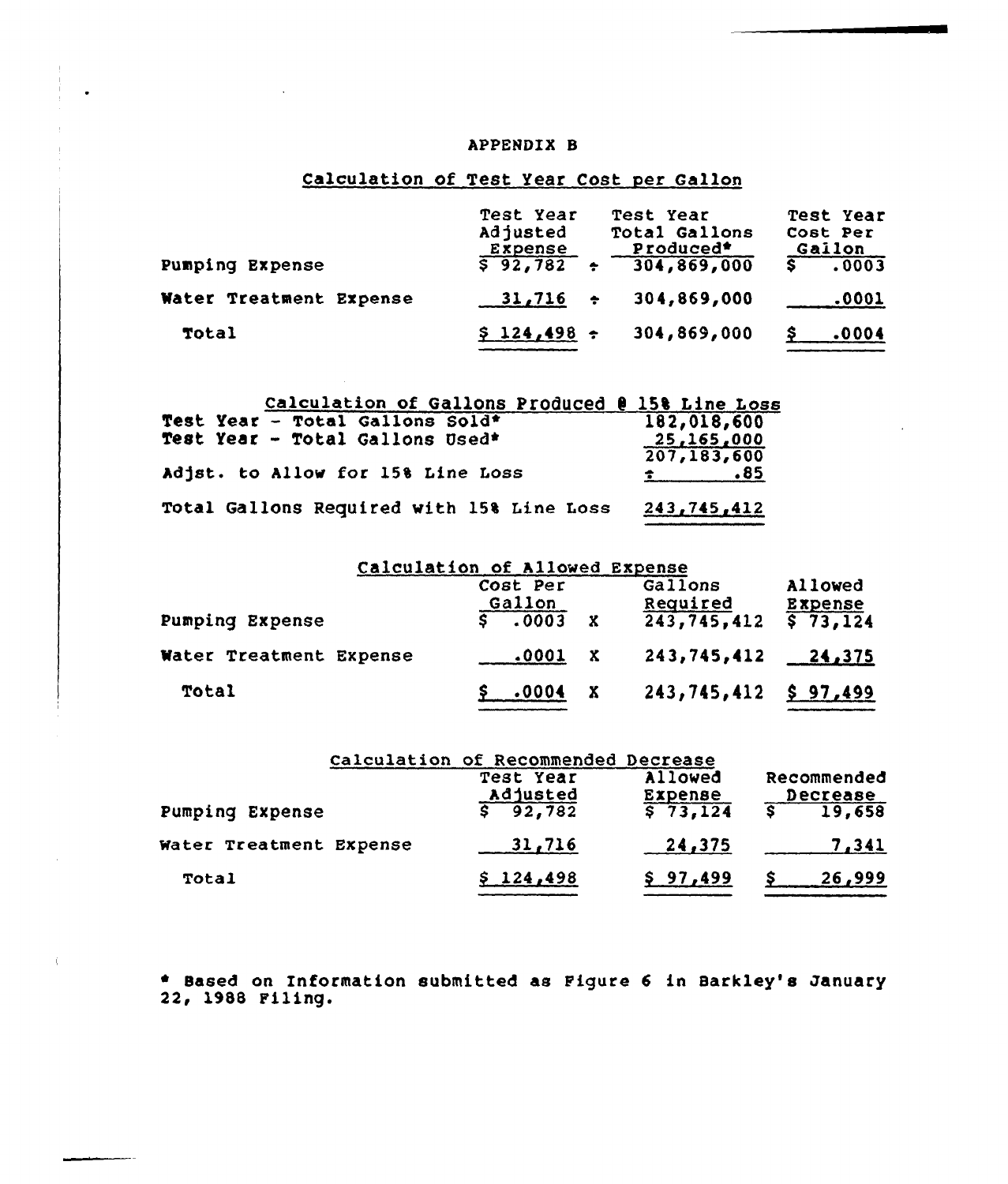# APPENDIX B

## Calculation of Test Year Cost per Gallon

| | Test Year Adjusted Expense | | Test Year Total Gallons Produced* | Test Year Cost Per Gallon |
|---|---|---|---|---|
| Pumping Expense | $ 92,782 | ÷ | 304,869,000 | $ .0003 |
| Water Treatment Expense | 31,716 | ÷ | 304,869,000 | .0001 |
| Total | $ 124,498 | ÷ | 304,869,000 | $ .0004 |

## Calculation of Gallons Produced @ 15% Line Loss

| | |
|---|---|
| Test Year - Total Gallons Sold* | 182,018,600 |
| Test Year - Total Gallons Used* | 25,165,000 |
| | 207,183,600 |
| Adjst. to Allow for 15% Line Loss | ÷ .85 |
| Total Gallons Required with 15% Line Loss | 243,745,412 |

## Calculation of Allowed Expense

| | Cost Per Gallon | | Gallons Required | Allowed Expense |
|---|---|---|---|---|
| Pumping Expense | $ .0003 | X | 243,745,412 | $ 73,124 |
| Water Treatment Expense | .0001 | X | 243,745,412 | 24,375 |
| Total | $ .0004 | X | 243,745,412 | $ 97,499 |

## Calculation of Recommended Decrease

| | Test Year Adjusted | Allowed Expense | Recommended Decrease |
|---|---|---|---|
| Pumping Expense | $ 92,782 | $ 73,124 | $ 19,658 |
| Water Treatment Expense | 31,716 | 24,375 | 7,341 |
| Total | $ 124,498 | $ 97,499 | $ 26,999 |

* Based on Information submitted as Figure 6 in Barkley's January 22, 1988 Filing.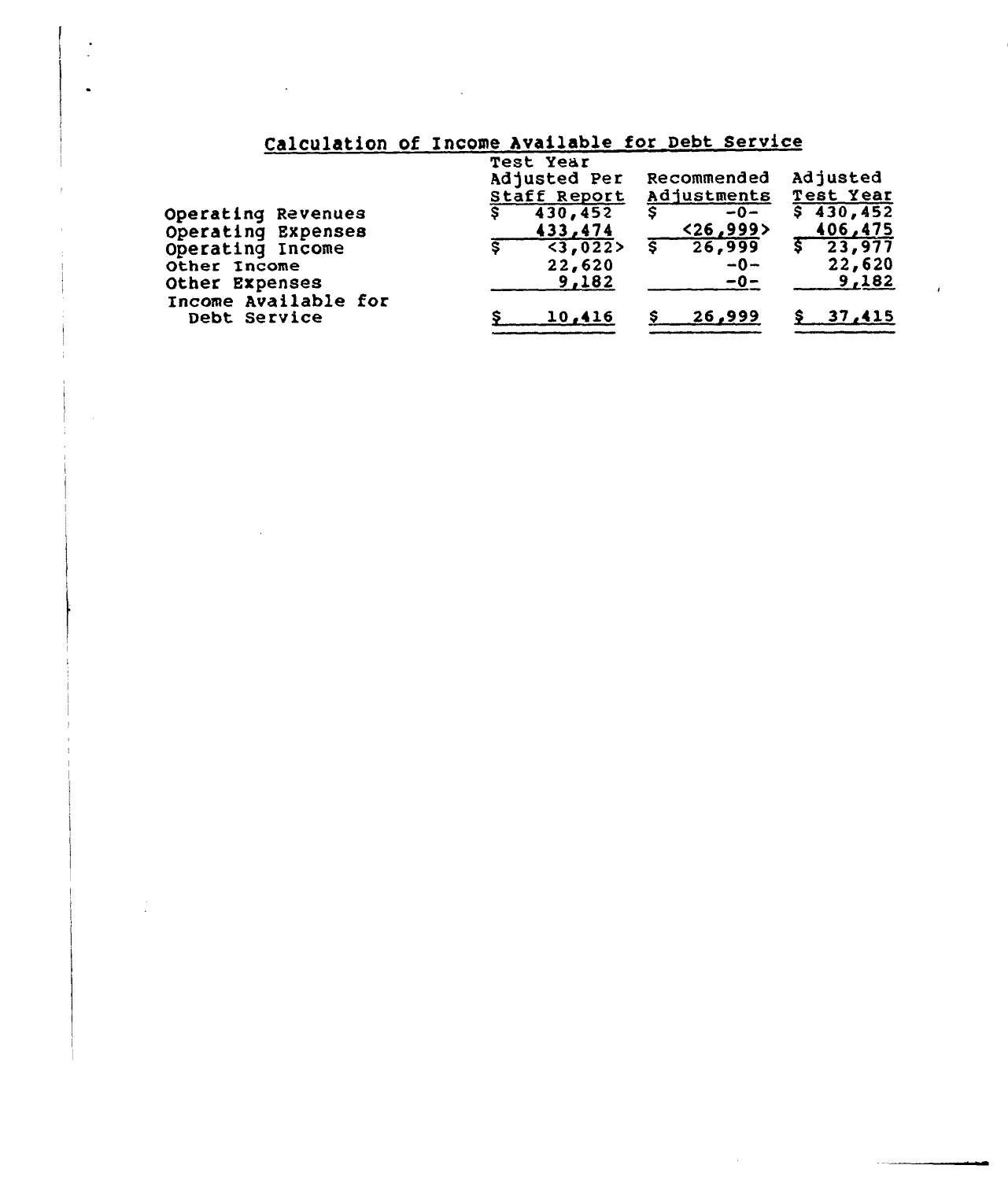## Calculation of Income Available for Debt Service

| | Test Year Adjusted Per Staff Report | Recommended Adjustments | Adjusted Test Year |
|---|---|---|---|
| Operating Revenues | $ 430,452 | $ -0- | $ 430,452 |
| Operating Expenses | 433,474 | <26,999> | 406,475 |
| Operating Income | $ <3,022> | $ 26,999 | $ 23,977 |
| Other Income | 22,620 | -0- | 22,620 |
| Other Expenses | 9,182 | -0- | 9,182 |
| Income Available for Debt Service | $ 10,416 | $ 26,999 | $ 37,415 |